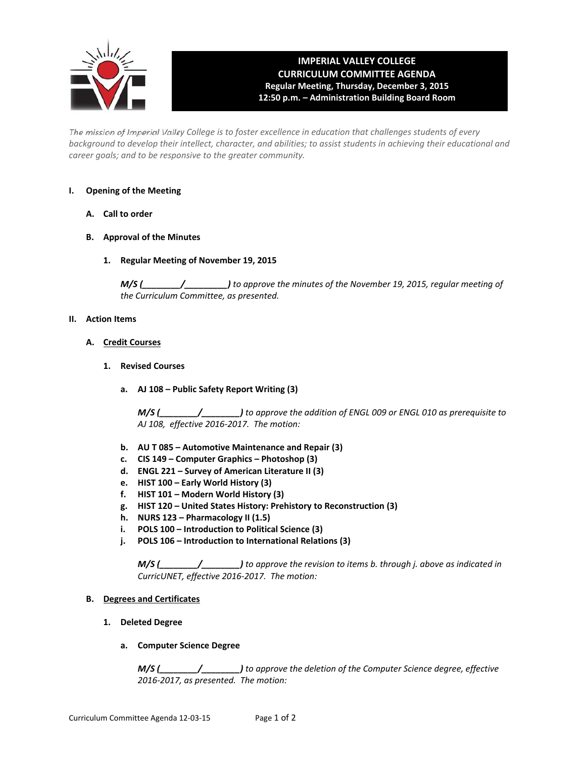# IMPERIAL VALLEY COLLEGE
## CURRICULUM COMMITTEE AGENDA
**Regular Meeting, Thursday, December 3, 2015**
**12:50 p.m. – Administration Building Board Room**

*The mission of Imperial Valley College is to foster excellence in education that challenges students of every background to develop their intellect, character, and abilities; to assist students in achieving their educational and career goals; and to be responsive to the greater community.*

**I. Opening of the Meeting**

**A. Call to order**

**B. Approval of the Minutes**

**1. Regular Meeting of November 19, 2015**

***M/S (________/________)*** *to approve the minutes of the November 19, 2015, regular meeting of the Curriculum Committee, as presented.*

**II. Action Items**

**A. Credit Courses**

**1. Revised Courses**

**a. AJ 108 – Public Safety Report Writing (3)**

***M/S (________/________)*** *to approve the addition of ENGL 009 or ENGL 010 as prerequisite to AJ 108, effective 2016-2017. The motion:*

**b. AU T 085 – Automotive Maintenance and Repair (3)**
**c. CIS 149 – Computer Graphics – Photoshop (3)**
**d. ENGL 221 – Survey of American Literature II (3)**
**e. HIST 100 – Early World History (3)**
**f. HIST 101 – Modern World History (3)**
**g. HIST 120 – United States History: Prehistory to Reconstruction (3)**
**h. NURS 123 – Pharmacology II (1.5)**
**i. POLS 100 – Introduction to Political Science (3)**
**j. POLS 106 – Introduction to International Relations (3)**

***M/S (________/________)*** *to approve the revision to items b. through j. above as indicated in CurricUNET, effective 2016-2017. The motion:*

**B. Degrees and Certificates**

**1. Deleted Degree**

**a. Computer Science Degree**

***M/S (________/________)*** *to approve the deletion of the Computer Science degree, effective 2016-2017, as presented. The motion:*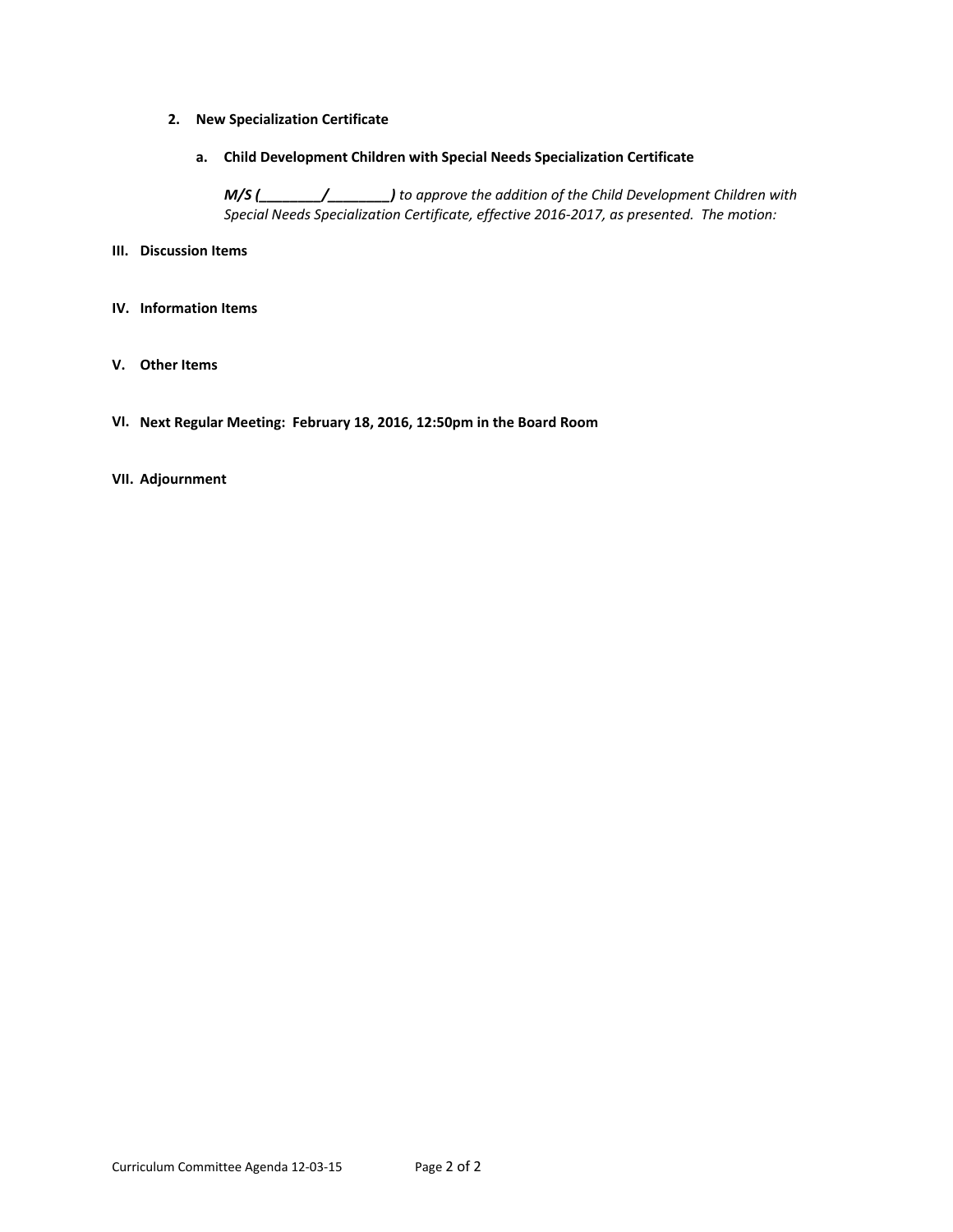2. **New Specialization Certificate**

   a. **Child Development Children with Special Needs Specialization Certificate**

      ***M/S (________/________)*** *to approve the addition of the Child Development Children with Special Needs Specialization Certificate, effective 2016-2017, as presented. The motion:*

**III. Discussion Items**

**IV. Information Items**

**V. Other Items**

**VI. Next Regular Meeting: February 18, 2016, 12:50pm in the Board Room**

**VII. Adjournment**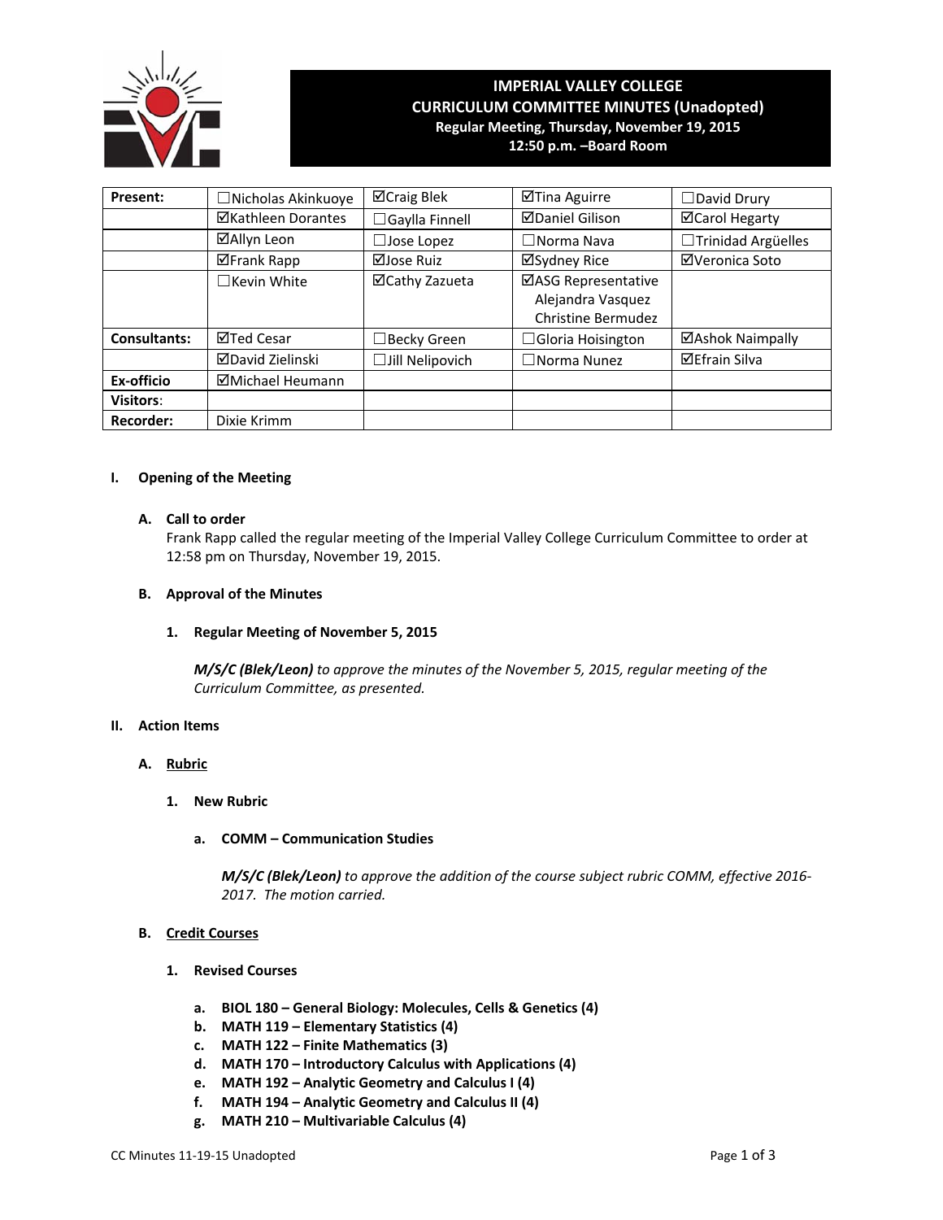# IMPERIAL VALLEY COLLEGE
## CURRICULUM COMMITTEE MINUTES (Unadopted)
### Regular Meeting, Thursday, November 19, 2015
### 12:50 p.m. –Board Room

| Present: | ☐Nicholas Akinkuoye | ☑Craig Blek | ☑Tina Aguirre | ☐David Drury |
|---|---|---|---|---|
| | ☑Kathleen Dorantes | ☐Gaylla Finnell | ☑Daniel Gilison | ☑Carol Hegarty |
| | ☑Allyn Leon | ☐Jose Lopez | ☐Norma Nava | ☐Trinidad Argüelles |
| | ☑Frank Rapp | ☑Jose Ruiz | ☑Sydney Rice | ☑Veronica Soto |
| | ☐Kevin White | ☑Cathy Zazueta | ☑ASG Representative Alejandra Vasquez Christine Bermudez | |
| **Consultants:** | ☑Ted Cesar | ☐Becky Green | ☐Gloria Hoisington | ☑Ashok Naimpally |
| | ☑David Zielinski | ☐Jill Nelipovich | ☐Norma Nunez | ☑Efrain Silva |
| **Ex-officio** | ☑Michael Heumann | | | |
| **Visitors:** | | | | |
| **Recorder:** | Dixie Krimm | | | |

## I. Opening of the Meeting

### A. Call to order

Frank Rapp called the regular meeting of the Imperial Valley College Curriculum Committee to order at 12:58 pm on Thursday, November 19, 2015.

### B. Approval of the Minutes

#### 1. Regular Meeting of November 5, 2015

***M/S/C (Blek/Leon)*** *to approve the minutes of the November 5, 2015, regular meeting of the Curriculum Committee, as presented.*

## II. Action Items

### A. Rubric

#### 1. New Rubric

**a. COMM – Communication Studies**

***M/S/C (Blek/Leon)*** *to approve the addition of the course subject rubric COMM, effective 2016-2017. The motion carried.*

### B. Credit Courses

#### 1. Revised Courses

**a. BIOL 180 – General Biology: Molecules, Cells & Genetics (4)**
**b. MATH 119 – Elementary Statistics (4)**
**c. MATH 122 – Finite Mathematics (3)**
**d. MATH 170 – Introductory Calculus with Applications (4)**
**e. MATH 192 – Analytic Geometry and Calculus I (4)**
**f. MATH 194 – Analytic Geometry and Calculus II (4)**
**g. MATH 210 – Multivariable Calculus (4)**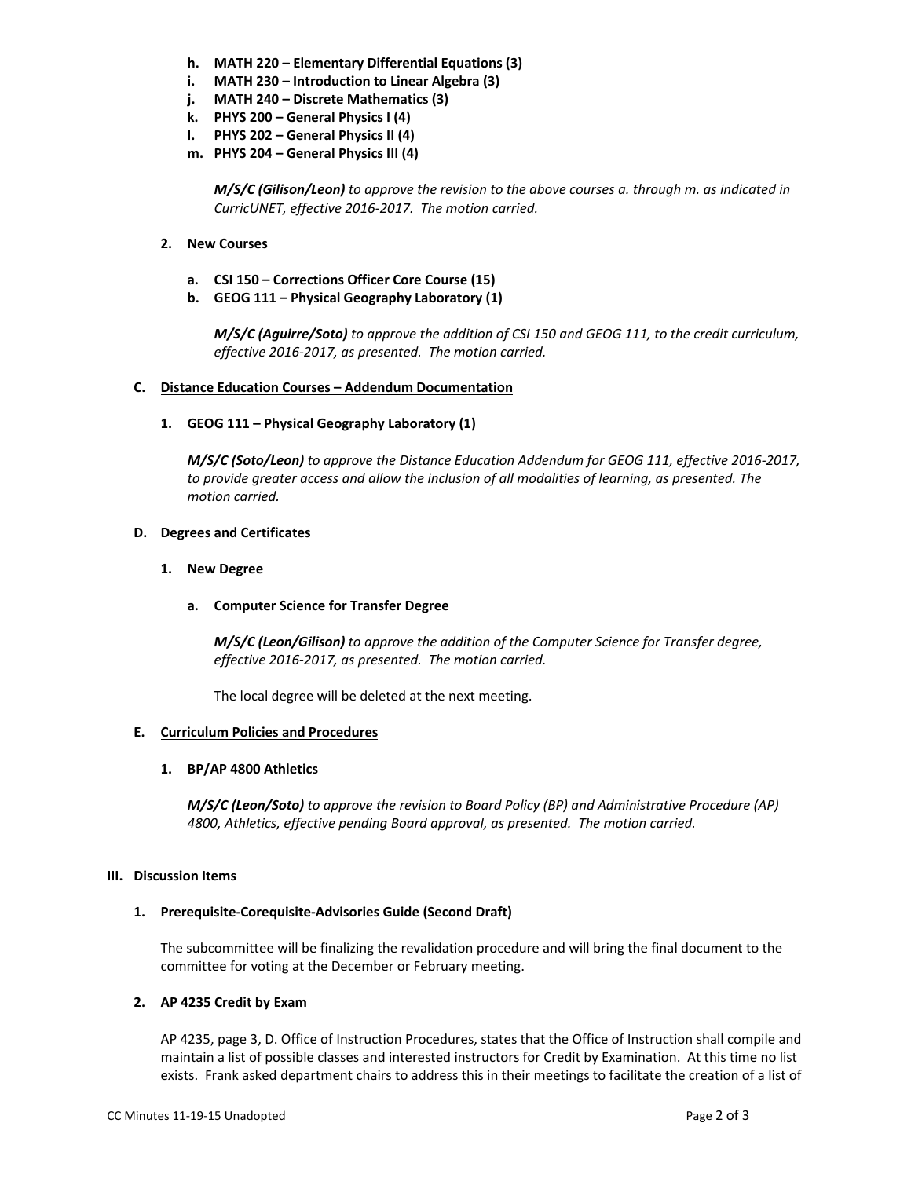**h. MATH 220 – Elementary Differential Equations (3)**
**i. MATH 230 – Introduction to Linear Algebra (3)**
**j. MATH 240 – Discrete Mathematics (3)**
**k. PHYS 200 – General Physics I (4)**
**l. PHYS 202 – General Physics II (4)**
**m. PHYS 204 – General Physics III (4)**

***M/S/C (Gilison/Leon)*** *to approve the revision to the above courses a. through m. as indicated in CurricUNET, effective 2016-2017. The motion carried.*

**2. New Courses**

**a. CSI 150 – Corrections Officer Core Course (15)**
**b. GEOG 111 – Physical Geography Laboratory (1)**

***M/S/C (Aguirre/Soto)*** *to approve the addition of CSI 150 and GEOG 111, to the credit curriculum, effective 2016-2017, as presented. The motion carried.*

**C. <u>Distance Education Courses – Addendum Documentation</u>**

**1. GEOG 111 – Physical Geography Laboratory (1)**

***M/S/C (Soto/Leon)*** *to approve the Distance Education Addendum for GEOG 111, effective 2016-2017, to provide greater access and allow the inclusion of all modalities of learning, as presented. The motion carried.*

**D. <u>Degrees and Certificates</u>**

**1. New Degree**

**a. Computer Science for Transfer Degree**

***M/S/C (Leon/Gilison)*** *to approve the addition of the Computer Science for Transfer degree, effective 2016-2017, as presented. The motion carried.*

The local degree will be deleted at the next meeting.

**E. <u>Curriculum Policies and Procedures</u>**

**1. BP/AP 4800 Athletics**

***M/S/C (Leon/Soto)*** *to approve the revision to Board Policy (BP) and Administrative Procedure (AP) 4800, Athletics, effective pending Board approval, as presented. The motion carried.*

**III. Discussion Items**

**1. Prerequisite-Corequisite-Advisories Guide (Second Draft)**

The subcommittee will be finalizing the revalidation procedure and will bring the final document to the committee for voting at the December or February meeting.

**2. AP 4235 Credit by Exam**

AP 4235, page 3, D. Office of Instruction Procedures, states that the Office of Instruction shall compile and maintain a list of possible classes and interested instructors for Credit by Examination. At this time no list exists. Frank asked department chairs to address this in their meetings to facilitate the creation of a list of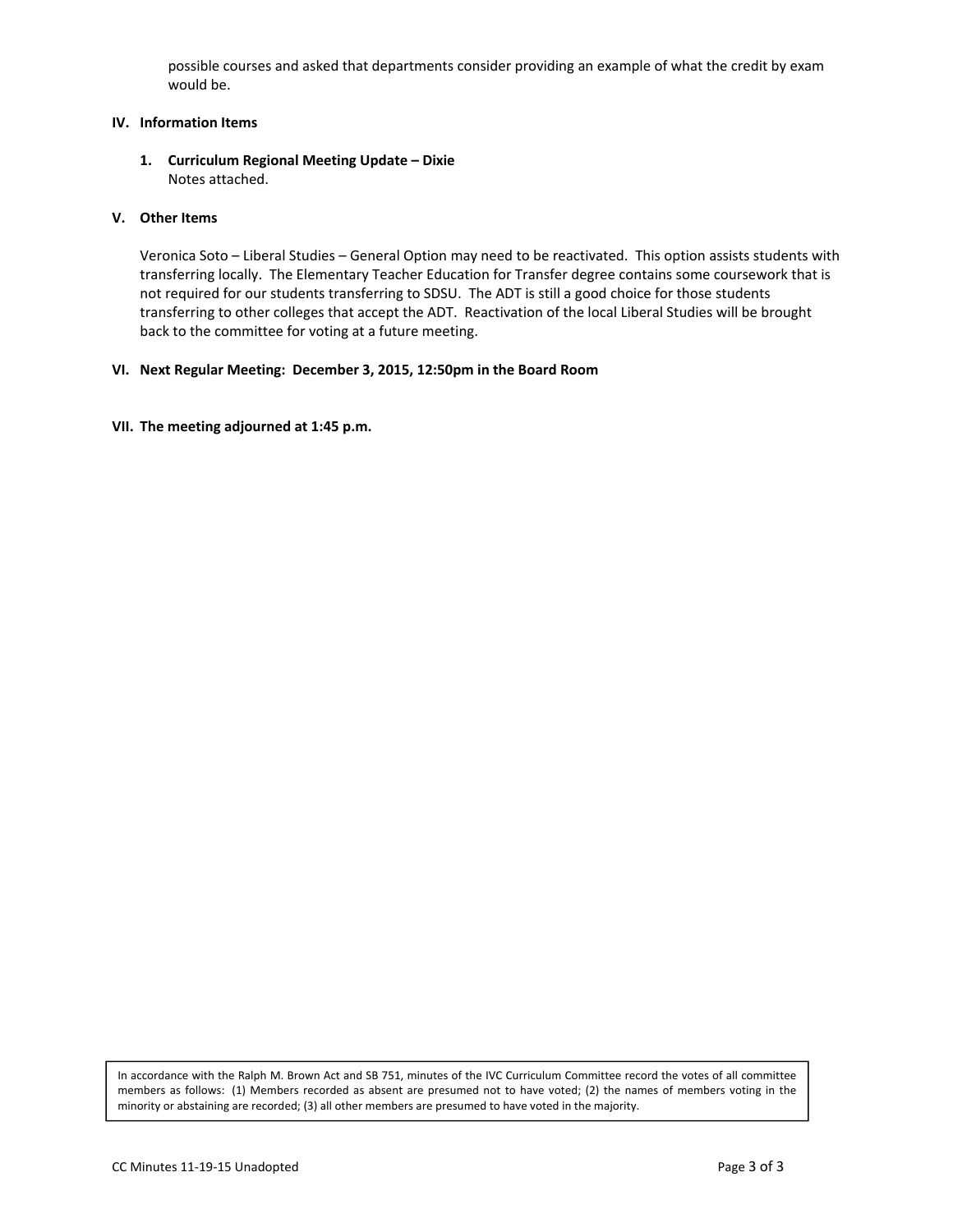possible courses and asked that departments consider providing an example of what the credit by exam would be.

## IV. Information Items

**1. Curriculum Regional Meeting Update – Dixie**
Notes attached.

## V. Other Items

Veronica Soto – Liberal Studies – General Option may need to be reactivated. This option assists students with transferring locally. The Elementary Teacher Education for Transfer degree contains some coursework that is not required for our students transferring to SDSU. The ADT is still a good choice for those students transferring to other colleges that accept the ADT. Reactivation of the local Liberal Studies will be brought back to the committee for voting at a future meeting.

## VI. Next Regular Meeting: December 3, 2015, 12:50pm in the Board Room

## VII. The meeting adjourned at 1:45 p.m.

In accordance with the Ralph M. Brown Act and SB 751, minutes of the IVC Curriculum Committee record the votes of all committee members as follows: (1) Members recorded as absent are presumed not to have voted; (2) the names of members voting in the minority or abstaining are recorded; (3) all other members are presumed to have voted in the majority.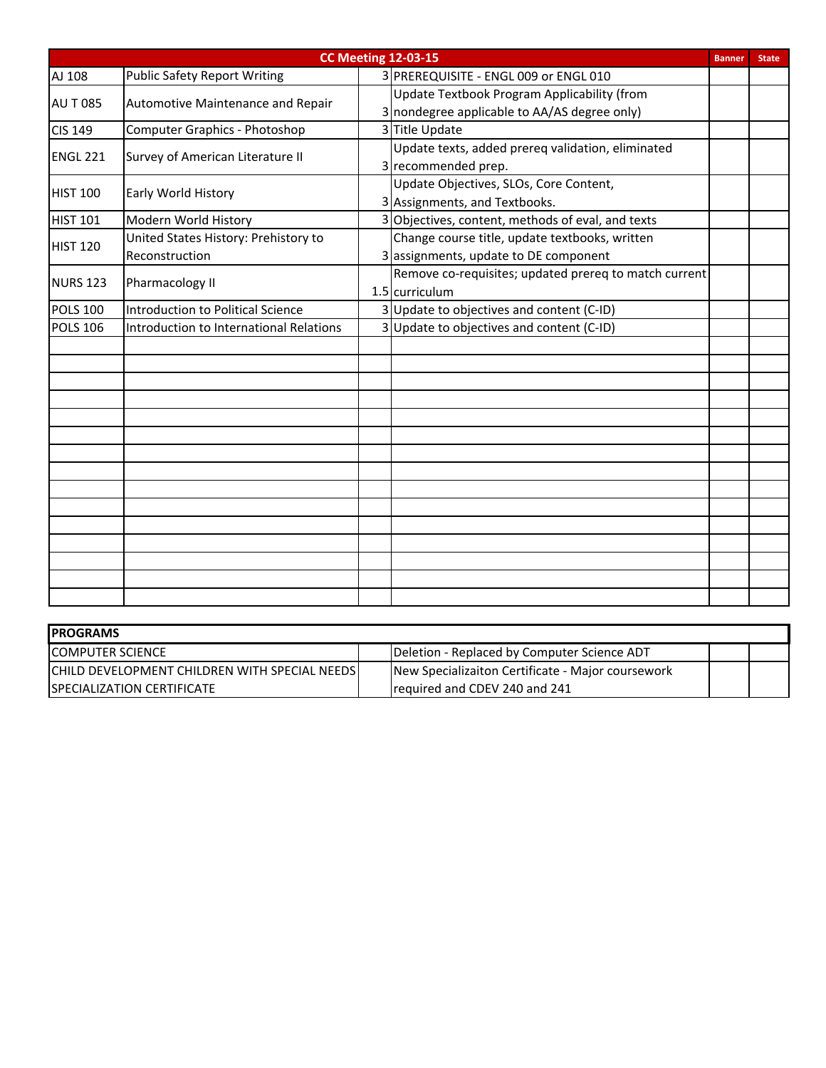| CC Meeting 12-03-15 | | | | Banner | State |
|---|---|---|---|---|---|
| AJ 108 | Public Safety Report Writing | 3 | PREREQUISITE - ENGL 009 or ENGL 010 | | |
| AU T 085 | Automotive Maintenance and Repair | 3 | Update Textbook Program Applicability (from nondegree applicable to AA/AS degree only) | | |
| CIS 149 | Computer Graphics - Photoshop | 3 | Title Update | | |
| ENGL 221 | Survey of American Literature II | 3 | Update texts, added prereq validation, eliminated recommended prep. | | |
| HIST 100 | Early World History | 3 | Update Objectives, SLOs, Core Content, Assignments, and Textbooks. | | |
| HIST 101 | Modern World History | 3 | Objectives, content, methods of eval, and texts | | |
| HIST 120 | United States History: Prehistory to Reconstruction | 3 | Change course title, update textbooks, written assignments, update to DE component | | |
| NURS 123 | Pharmacology II | 1.5 | Remove co-requisites; updated prereq to match current curriculum | | |
| POLS 100 | Introduction to Political Science | 3 | Update to objectives and content (C-ID) | | |
| POLS 106 | Introduction to International Relations | 3 | Update to objectives and content (C-ID) | | |

| PROGRAMS | | | | |
|---|---|---|---|---|
| COMPUTER SCIENCE | | Deletion - Replaced by Computer Science ADT | | |
| CHILD DEVELOPMENT CHILDREN WITH SPECIAL NEEDS SPECIALIZATION CERTIFICATE | | New Specializaiton Certificate - Major coursework required and CDEV 240 and 241 | | |